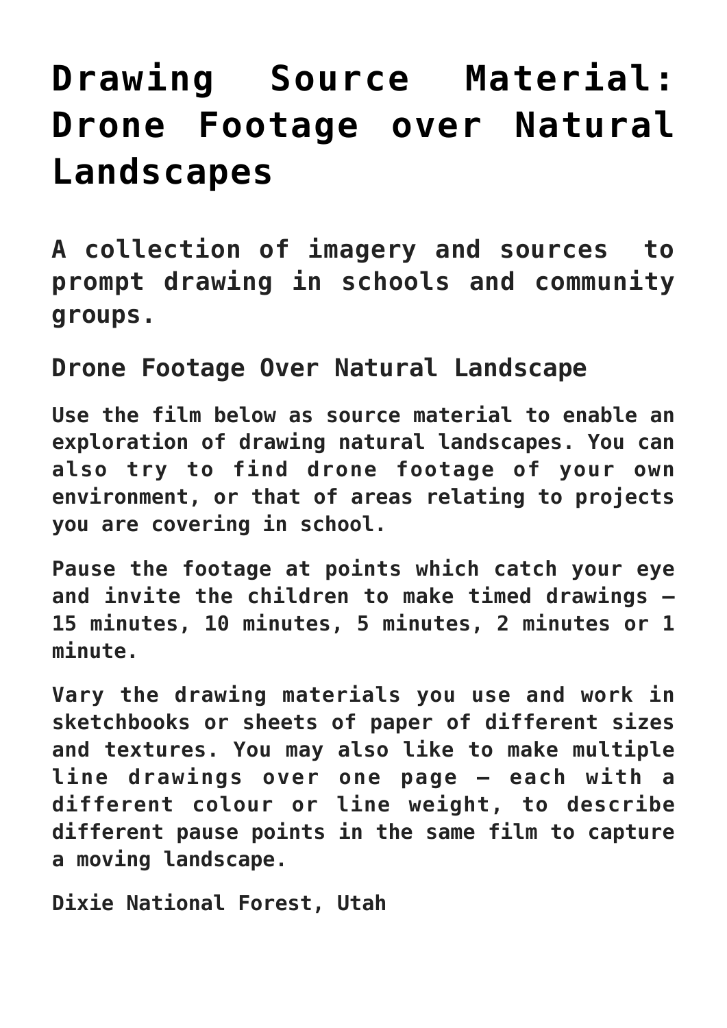# Drawing Source Material: Drone Footage over Natural Landscapes

### A collection of imagery and sources to prompt drawing in schools and community groups.

## Drone Footage Over Natural Landscape

**Use the film below as source material to enable an exploration of drawing natural landscapes. You can also try to find drone footage of your own environment, or that of areas relating to projects you are covering in school.**

**Pause the footage at points which catch your eye and invite the children to make timed drawings – 15 minutes, 10 minutes, 5 minutes, 2 minutes or 1 minute.**

**Vary the drawing materials you use and work in sketchbooks or sheets of paper of different sizes and textures. You may also like to make multiple line drawings over one page – each with a different colour or line weight, to describe different pause points in the same film to capture a moving landscape.**

**Dixie National Forest, Utah**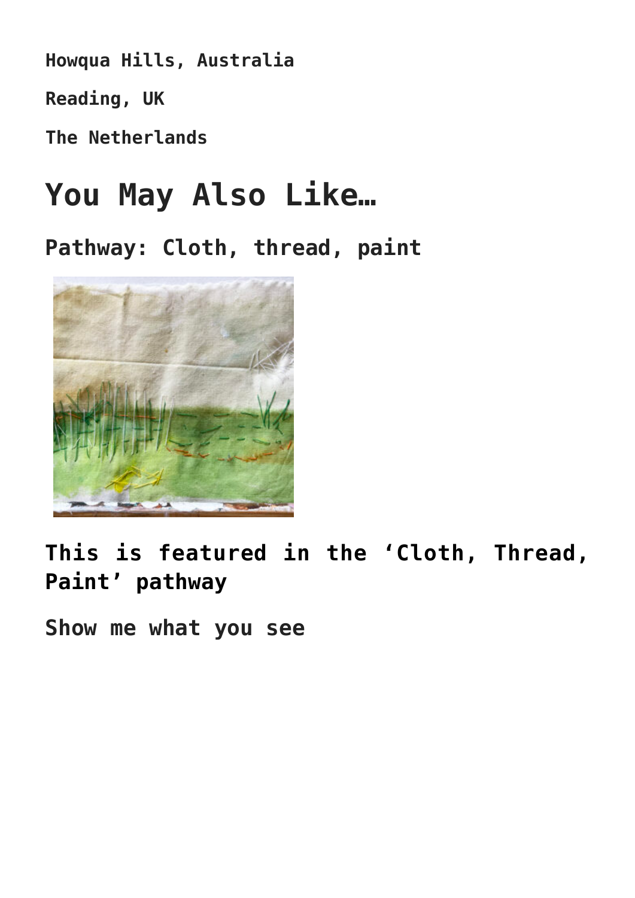**Howqua Hills, Australia**

**Reading, UK**

**The Netherlands**

## You May Also Like…

### Pathway: Cloth, thread, paint

### This is featured in the 'Cloth, Thread, Paint' pathway

**Show me what you see**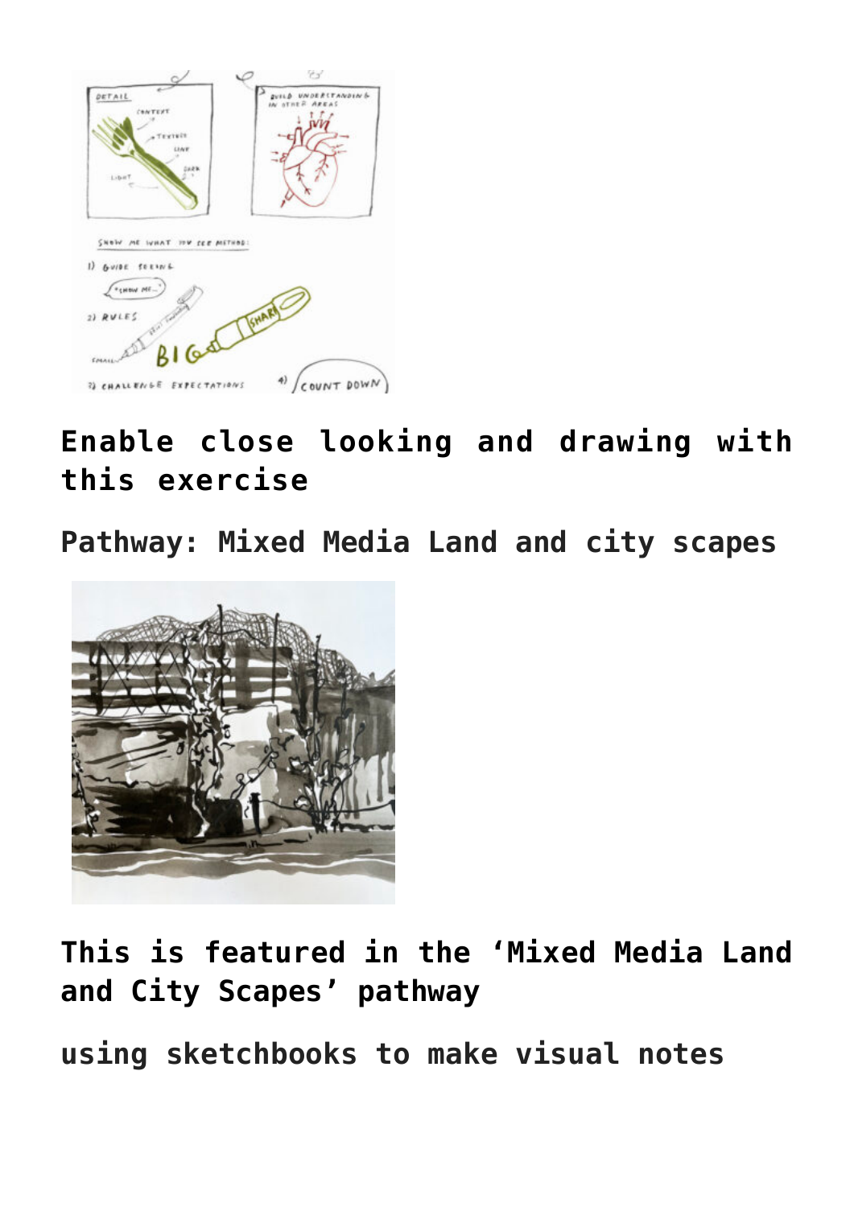## Enable close looking and drawing with this exercise

**Pathway: Mixed Media Land and city scapes**

## This is featured in the 'Mixed Media Land and City Scapes' pathway

**using sketchbooks to make visual notes**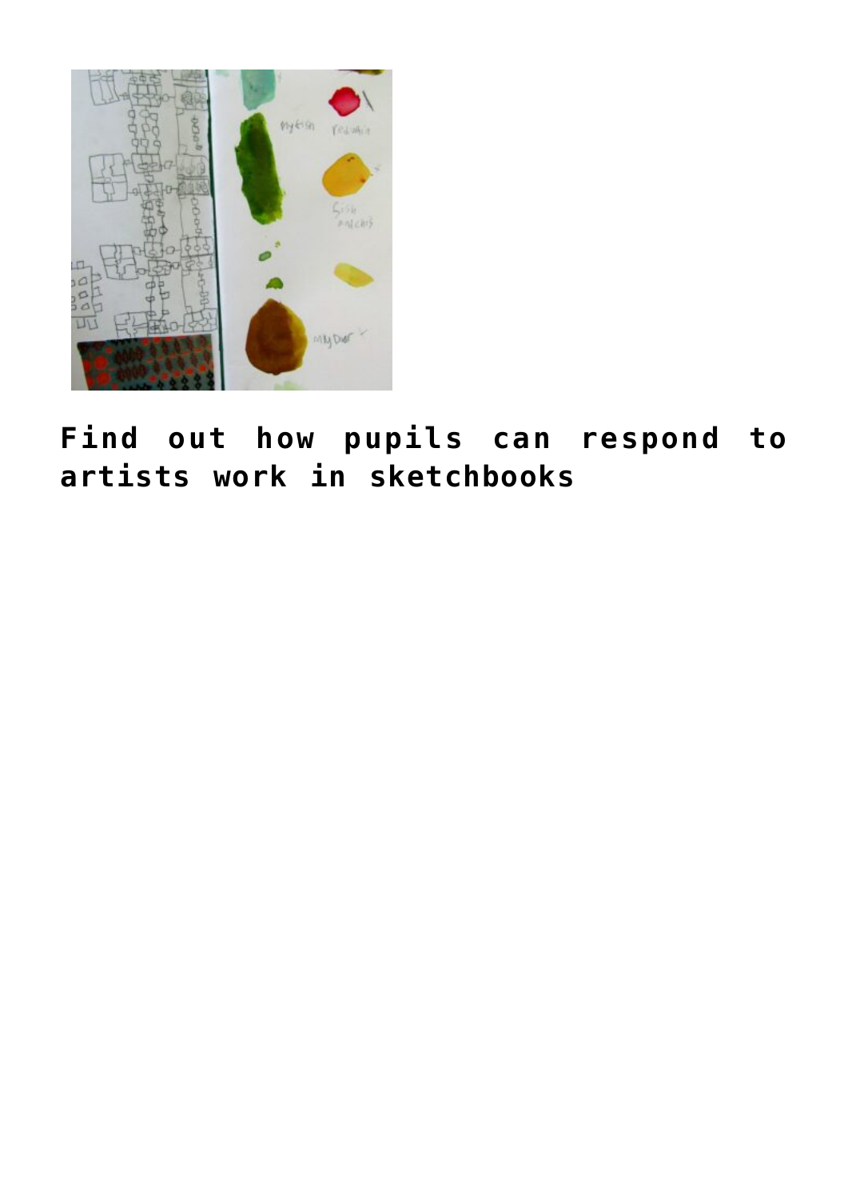# Find out how pupils can respond to artists work in sketchbooks